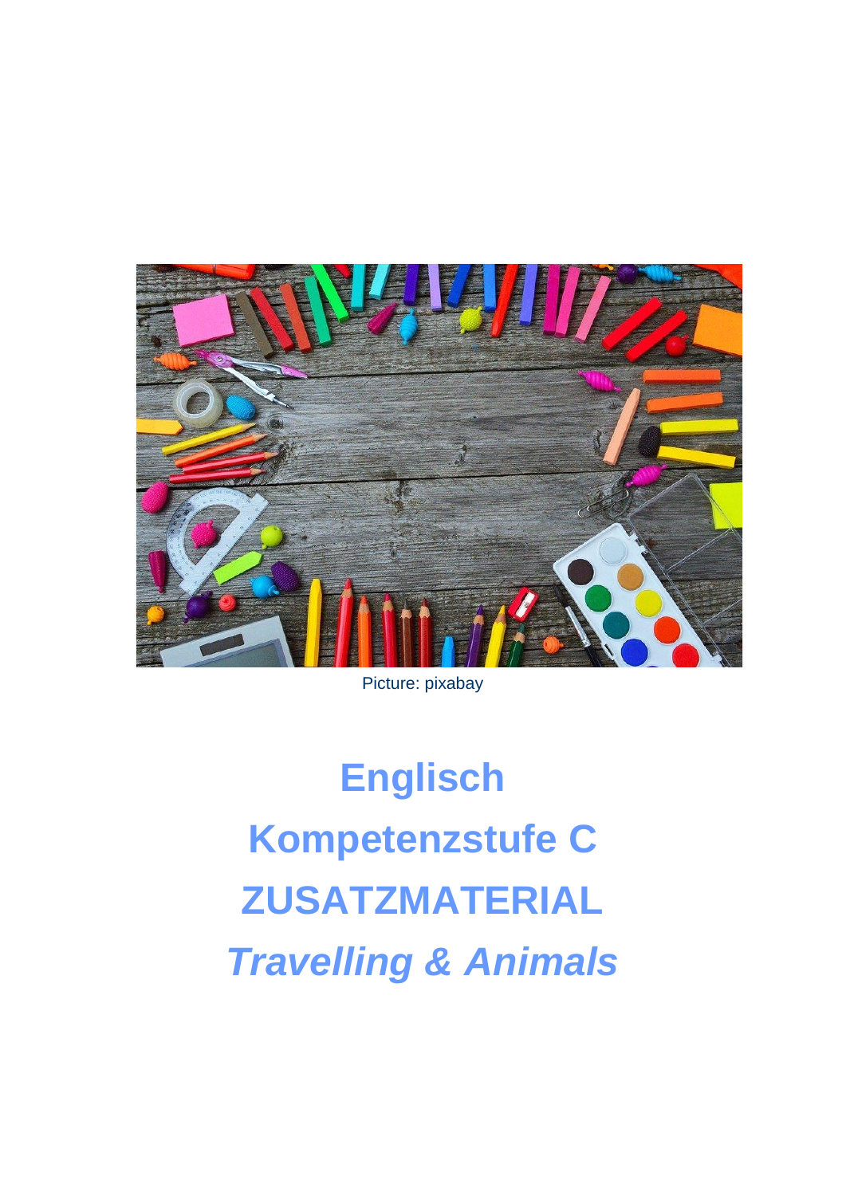Picture: pixabay

# Englisch

# Kompetenzstufe C

# ZUSATZMATERIAL

# *Travelling & Animals*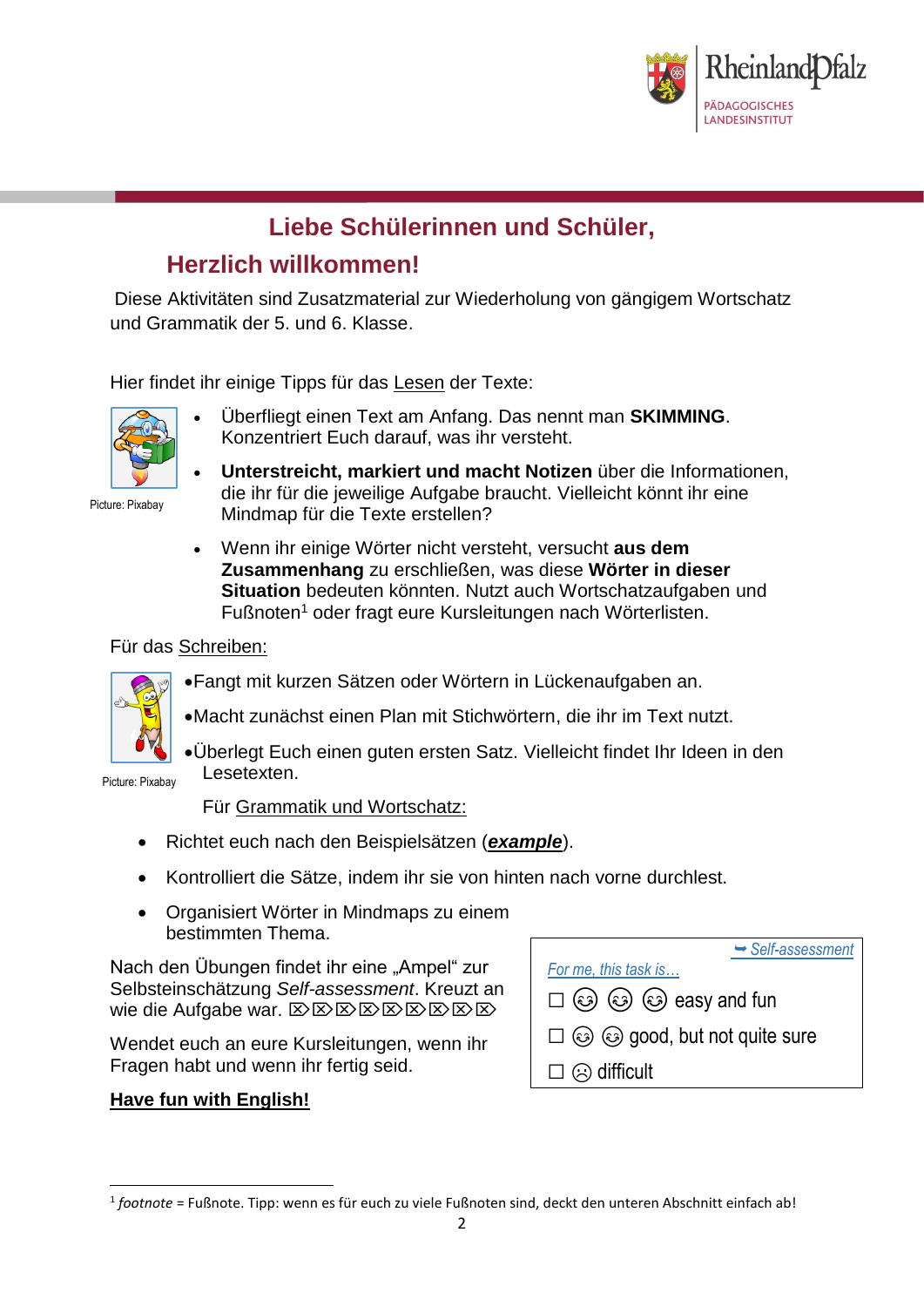## Liebe Schülerinnen und Schüler,

## Herzlich willkommen!

Diese Aktivitäten sind Zusatzmaterial zur Wiederholung von gängigem Wortschatz und Grammatik der 5. und 6. Klasse.

Hier findet ihr einige Tipps für das Lesen der Texte:

Picture: Pixabay

- Überfliegt einen Text am Anfang. Das nennt man **SKIMMING**. Konzentriert Euch darauf, was ihr versteht.
- **Unterstreicht, markiert und macht Notizen** über die Informationen, die ihr für die jeweilige Aufgabe braucht. Vielleicht könnt ihr eine Mindmap für die Texte erstellen?
- Wenn ihr einige Wörter nicht versteht, versucht **aus dem Zusammenhang** zu erschließen, was diese **Wörter in dieser Situation** bedeuten könnten. Nutzt auch Wortschatzaufgaben und Fußnoten[1] oder fragt eure Kursleitungen nach Wörterlisten.

Für das Schreiben:

Picture: Pixabay

- Fangt mit kurzen Sätzen oder Wörtern in Lückenaufgaben an.
- Macht zunächst einen Plan mit Stichwörtern, die ihr im Text nutzt.
- Überlegt Euch einen guten ersten Satz. Vielleicht findet Ihr Ideen in den Lesetexten.

Für Grammatik und Wortschatz:

- Richtet euch nach den Beispielsätzen (***example***).
- Kontrolliert die Sätze, indem ihr sie von hinten nach vorne durchlest.
- Organisiert Wörter in Mindmaps zu einem bestimmten Thema.

Nach den Übungen findet ihr eine „Ampel“ zur Selbsteinschätzung *Self-assessment*. Kreuzt an wie die Aufgabe war. ⌧⌧⌧⌧⌧⌧⌧⌧⌧

Wendet euch an eure Kursleitungen, wenn ihr Fragen habt und wenn ihr fertig seid.

**Have fun with English!**

| ➥ *Self-assessment* |
|---|
| *For me, this task is…* |
| ☐ ☺ ☺ ☺ easy and fun |
| ☐ ☺ ☺ good, but not quite sure |
| ☐ ☹ difficult |

[1] *footnote* = Fußnote. Tipp: wenn es für euch zu viele Fußnoten sind, deckt den unteren Abschnitt einfach ab!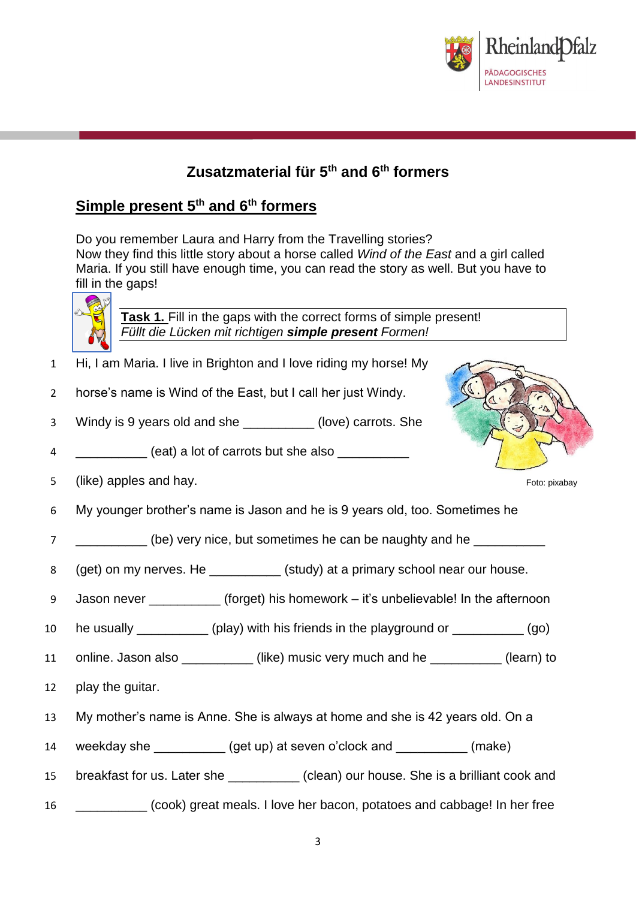## Zusatzmaterial für 5th and 6th formers

### Simple present 5th and 6th formers

Do you remember Laura and Harry from the Travelling stories?
Now they find this little story about a horse called *Wind of the East* and a girl called Maria. If you still have enough time, you can read the story as well. But you have to fill in the gaps!

**Task 1.** Fill in the gaps with the correct forms of simple present!
*Füllt die Lücken mit richtigen* ***simple present*** *Formen!*

1 Hi, I am Maria. I live in Brighton and I love riding my horse! My
2 horse's name is Wind of the East, but I call her just Windy.
3 Windy is 9 years old and she __________ (love) carrots. She
4 __________ (eat) a lot of carrots but she also __________
5 (like) apples and hay.

Foto: pixabay

6 My younger brother's name is Jason and he is 9 years old, too. Sometimes he
7 __________ (be) very nice, but sometimes he can be naughty and he __________
8 (get) on my nerves. He __________ (study) at a primary school near our house.
9 Jason never __________ (forget) his homework – it's unbelievable! In the afternoon
10 he usually __________ (play) with his friends in the playground or __________ (go)
11 online. Jason also __________ (like) music very much and he __________ (learn) to
12 play the guitar.
13 My mother's name is Anne. She is always at home and she is 42 years old. On a
14 weekday she __________ (get up) at seven o'clock and __________ (make)
15 breakfast for us. Later she __________ (clean) our house. She is a brilliant cook and
16 __________ (cook) great meals. I love her bacon, potatoes and cabbage! In her free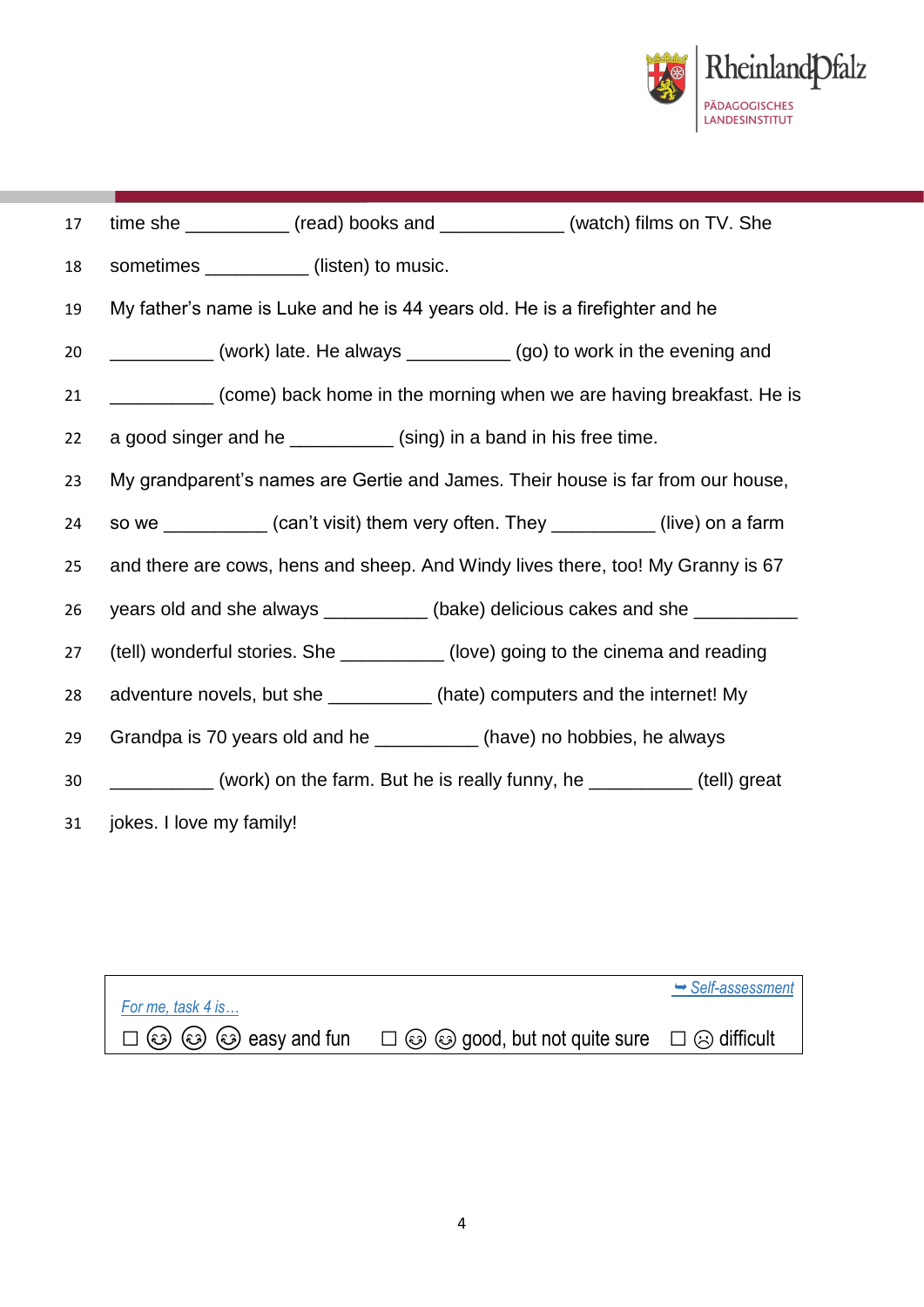17 time she __________ (read) books and ____________ (watch) films on TV. She

18 sometimes __________ (listen) to music.

19 My father's name is Luke and he is 44 years old. He is a firefighter and he

20 __________ (work) late. He always __________ (go) to work in the evening and

21 __________ (come) back home in the morning when we are having breakfast. He is

22 a good singer and he __________ (sing) in a band in his free time.

23 My grandparent's names are Gertie and James. Their house is far from our house,

24 so we __________ (can't visit) them very often. They __________ (live) on a farm

25 and there are cows, hens and sheep. And Windy lives there, too! My Granny is 67

26 years old and she always __________ (bake) delicious cakes and she __________

27 (tell) wonderful stories. She __________ (love) going to the cinema and reading

28 adventure novels, but she __________ (hate) computers and the internet! My

29 Grandpa is 70 years old and he __________ (have) no hobbies, he always

30 __________ (work) on the farm. But he is really funny, he __________ (tell) great

31 jokes. I love my family!

| *For me, task 4 is…* | ➥ *Self-assessment* |
|---|---|
| ☐ 😊 😊 😊 easy and fun ☐ 😊 😊 good, but not quite sure ☐ ☹ difficult | |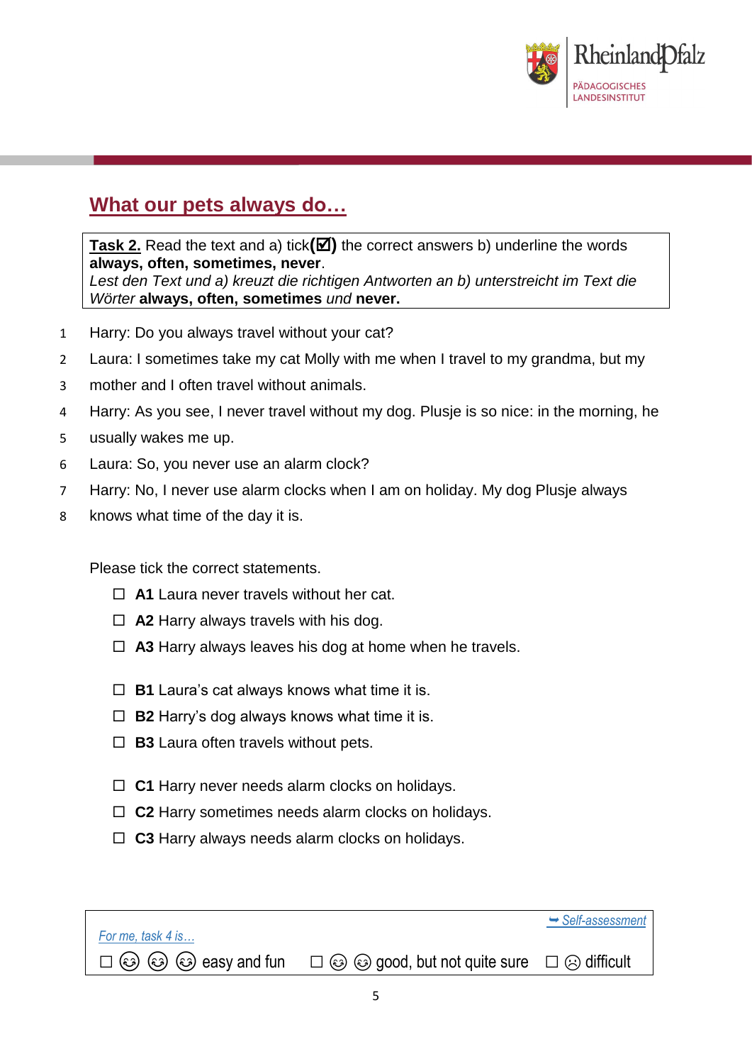## What our pets always do…

**Task 2.** Read the text and a) tick **(☑)** the correct answers b) underline the words **always, often, sometimes, never**.
*Lest den Text und a) kreuzt die richtigen Antworten an b) unterstreicht im Text die Wörter* **always, often, sometimes** *und* **never.**

1 Harry: Do you always travel without your cat?
2 Laura: I sometimes take my cat Molly with me when I travel to my grandma, but my
3 mother and I often travel without animals.
4 Harry: As you see, I never travel without my dog. Plusje is so nice: in the morning, he
5 usually wakes me up.
6 Laura: So, you never use an alarm clock?
7 Harry: No, I never use alarm clocks when I am on holiday. My dog Plusje always
8 knows what time of the day it is.

Please tick the correct statements.

- ☐ **A1** Laura never travels without her cat.
- ☐ **A2** Harry always travels with his dog.
- ☐ **A3** Harry always leaves his dog at home when he travels.

- ☐ **B1** Laura's cat always knows what time it is.
- ☐ **B2** Harry's dog always knows what time it is.
- ☐ **B3** Laura often travels without pets.

- ☐ **C1** Harry never needs alarm clocks on holidays.
- ☐ **C2** Harry sometimes needs alarm clocks on holidays.
- ☐ **C3** Harry always needs alarm clocks on holidays.

*For me, task 4 is…* ➥ *Self-assessment*

☐ ☺ ☺ ☺ easy and fun ☐ ☺ ☺ good, but not quite sure ☐ ☹ difficult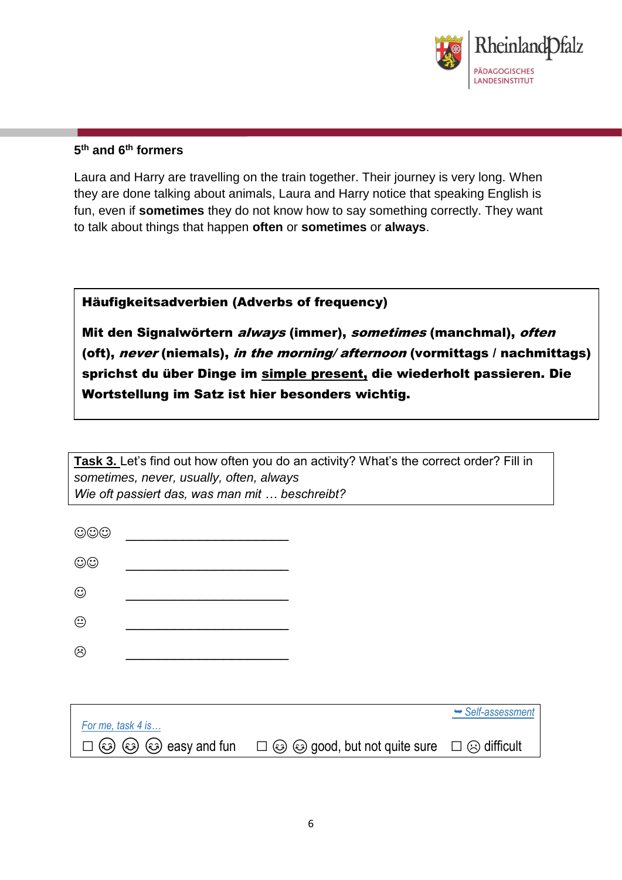**5th and 6th formers**

Laura and Harry are travelling on the train together. Their journey is very long. When they are done talking about animals, Laura and Harry notice that speaking English is fun, even if **sometimes** they do not know how to say something correctly. They want to talk about things that happen **often** or **sometimes** or **always**.

> **Häufigkeitsadverbien (Adverbs of frequency)**
>
> **Mit den Signalwörtern *always* (immer), *sometimes* (manchmal), *often* (oft), *never* (niemals), *in the morning/ afternoon* (vormittags / nachmittags) sprichst du über Dinge im <u>simple present,</u> die wiederholt passieren. Die Wortstellung im Satz ist hier besonders wichtig.**

**<u>Task 3.</u>** Let's find out how often you do an activity? What's the correct order? Fill in *sometimes, never, usually, often, always*
*Wie oft passiert das, was man mit … beschreibt?*

☺☺☺ ________________________

☺☺ ________________________

☺ ________________________

😐 ________________________

☹ ________________________

➥ *Self-assessment*

*For me, task 4 is…*

☐ 😊 😊 😊 easy and fun ☐ 😊 😊 good, but not quite sure ☐ ☹ difficult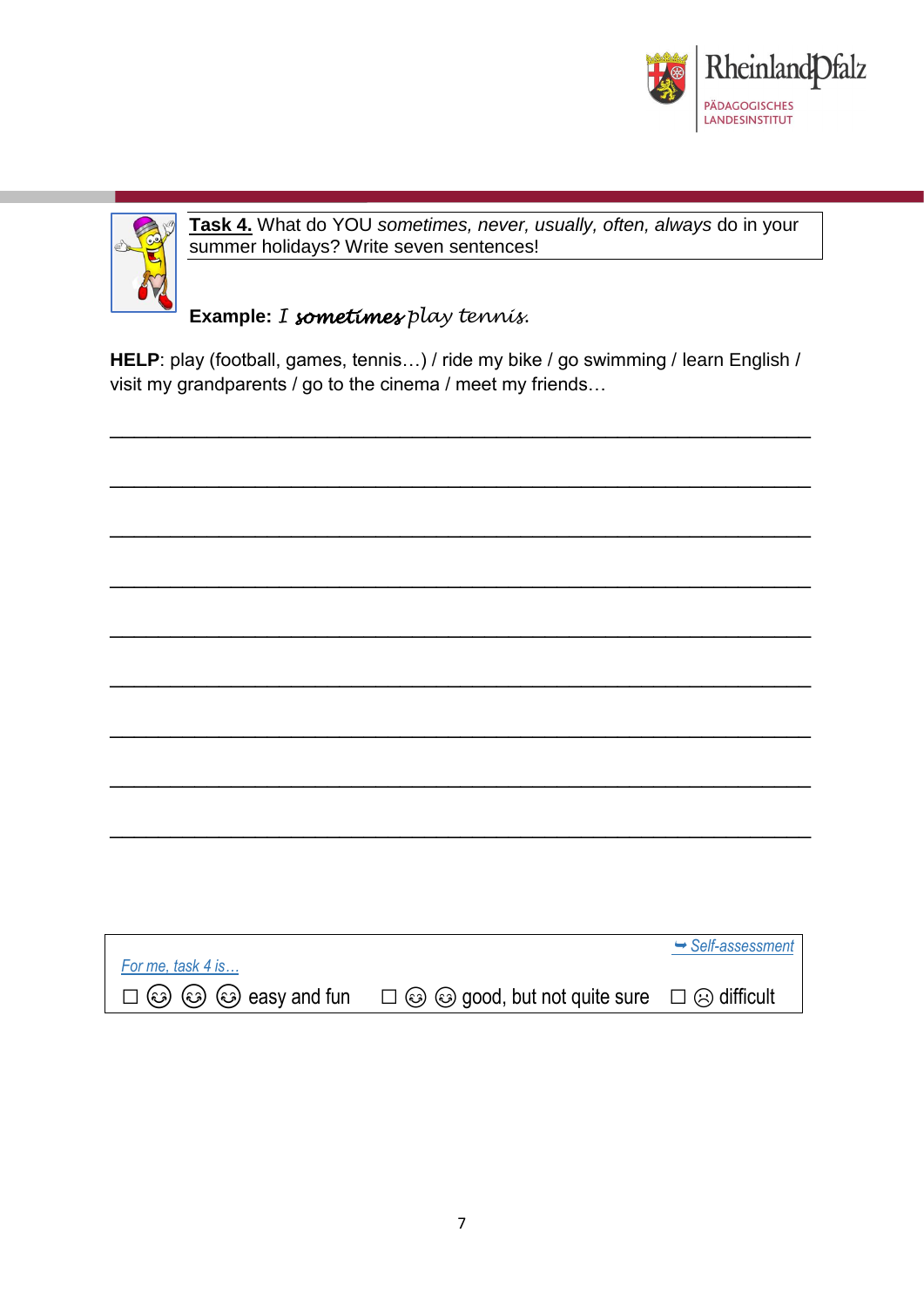**Task 4.** What do YOU *sometimes, never, usually, often, always* do in your summer holidays? Write seven sentences!

**Example:** *I sometimes play tennis.*

**HELP**: play (football, games, tennis…) / ride my bike / go swimming / learn English / visit my grandparents / go to the cinema / meet my friends…

\_\_\_\_\_\_\_\_\_\_\_\_\_\_\_\_\_\_\_\_\_\_\_\_\_\_\_\_\_\_\_\_\_\_\_\_\_\_\_\_\_\_\_\_\_\_\_\_\_\_\_\_\_\_\_\_\_\_\_\_

\_\_\_\_\_\_\_\_\_\_\_\_\_\_\_\_\_\_\_\_\_\_\_\_\_\_\_\_\_\_\_\_\_\_\_\_\_\_\_\_\_\_\_\_\_\_\_\_\_\_\_\_\_\_\_\_\_\_\_\_

\_\_\_\_\_\_\_\_\_\_\_\_\_\_\_\_\_\_\_\_\_\_\_\_\_\_\_\_\_\_\_\_\_\_\_\_\_\_\_\_\_\_\_\_\_\_\_\_\_\_\_\_\_\_\_\_\_\_\_\_

\_\_\_\_\_\_\_\_\_\_\_\_\_\_\_\_\_\_\_\_\_\_\_\_\_\_\_\_\_\_\_\_\_\_\_\_\_\_\_\_\_\_\_\_\_\_\_\_\_\_\_\_\_\_\_\_\_\_\_\_

\_\_\_\_\_\_\_\_\_\_\_\_\_\_\_\_\_\_\_\_\_\_\_\_\_\_\_\_\_\_\_\_\_\_\_\_\_\_\_\_\_\_\_\_\_\_\_\_\_\_\_\_\_\_\_\_\_\_\_\_

\_\_\_\_\_\_\_\_\_\_\_\_\_\_\_\_\_\_\_\_\_\_\_\_\_\_\_\_\_\_\_\_\_\_\_\_\_\_\_\_\_\_\_\_\_\_\_\_\_\_\_\_\_\_\_\_\_\_\_\_

\_\_\_\_\_\_\_\_\_\_\_\_\_\_\_\_\_\_\_\_\_\_\_\_\_\_\_\_\_\_\_\_\_\_\_\_\_\_\_\_\_\_\_\_\_\_\_\_\_\_\_\_\_\_\_\_\_\_\_\_

\_\_\_\_\_\_\_\_\_\_\_\_\_\_\_\_\_\_\_\_\_\_\_\_\_\_\_\_\_\_\_\_\_\_\_\_\_\_\_\_\_\_\_\_\_\_\_\_\_\_\_\_\_\_\_\_\_\_\_\_

\_\_\_\_\_\_\_\_\_\_\_\_\_\_\_\_\_\_\_\_\_\_\_\_\_\_\_\_\_\_\_\_\_\_\_\_\_\_\_\_\_\_\_\_\_\_\_\_\_\_\_\_\_\_\_\_\_\_\_\_

➥ *Self-assessment*

*For me, task 4 is…*

☐ ☺ ☺ ☺ easy and fun ☐ ☺ ☺ good, but not quite sure ☐ ☹ difficult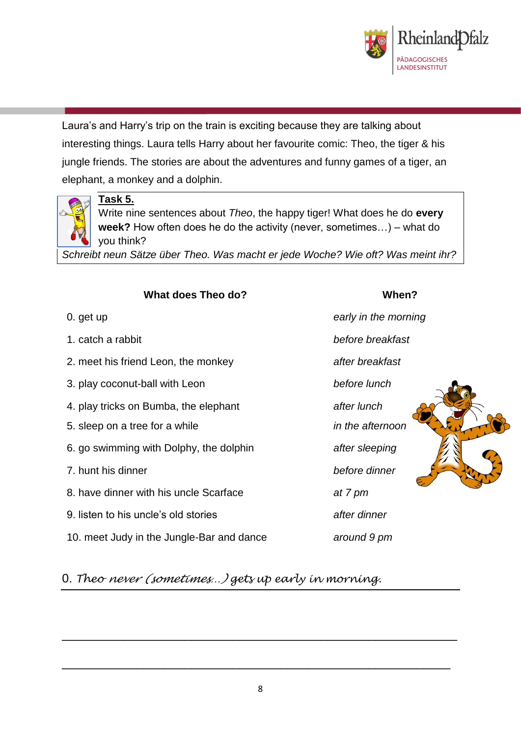Laura's and Harry's trip on the train is exciting because they are talking about interesting things. Laura tells Harry about her favourite comic: Theo, the tiger & his jungle friends. The stories are about the adventures and funny games of a tiger, an elephant, a monkey and a dolphin.

**Task 5.**

Write nine sentences about *Theo*, the happy tiger! What does he do **every week?** How often does he do the activity (never, sometimes…) – what do you think?

*Schreibt neun Sätze über Theo. Was macht er jede Woche? Wie oft? Was meint ihr?*

| What does Theo do? | When? |
| --- | --- |
| 0. get up | *early in the morning* |
| 1. catch a rabbit | *before breakfast* |
| 2. meet his friend Leon, the monkey | *after breakfast* |
| 3. play coconut-ball with Leon | *before lunch* |
| 4. play tricks on Bumba, the elephant | *after lunch* |
| 5. sleep on a tree for a while | *in the afternoon* |
| 6. go swimming with Dolphy, the dolphin | *after sleeping* |
| 7. hunt his dinner | *before dinner* |
| 8. have dinner with his uncle Scarface | *at 7 pm* |
| 9. listen to his uncle's old stories | *after dinner* |
| 10. meet Judy in the Jungle-Bar and dance | *around 9 pm* |

0. *Theo never (sometimes…) gets up early in morning.*

\_\_\_\_\_\_\_\_\_\_\_\_\_\_\_\_\_\_\_\_\_\_\_\_\_\_\_\_\_\_\_\_\_\_\_\_\_\_\_\_\_\_\_\_\_\_\_\_\_\_\_\_\_\_\_\_\_\_\_\_\_\_\_\_\_\_\_\_

\_\_\_\_\_\_\_\_\_\_\_\_\_\_\_\_\_\_\_\_\_\_\_\_\_\_\_\_\_\_\_\_\_\_\_\_\_\_\_\_\_\_\_\_\_\_\_\_\_\_\_\_\_\_\_\_\_\_\_\_\_\_\_\_\_\_\_\_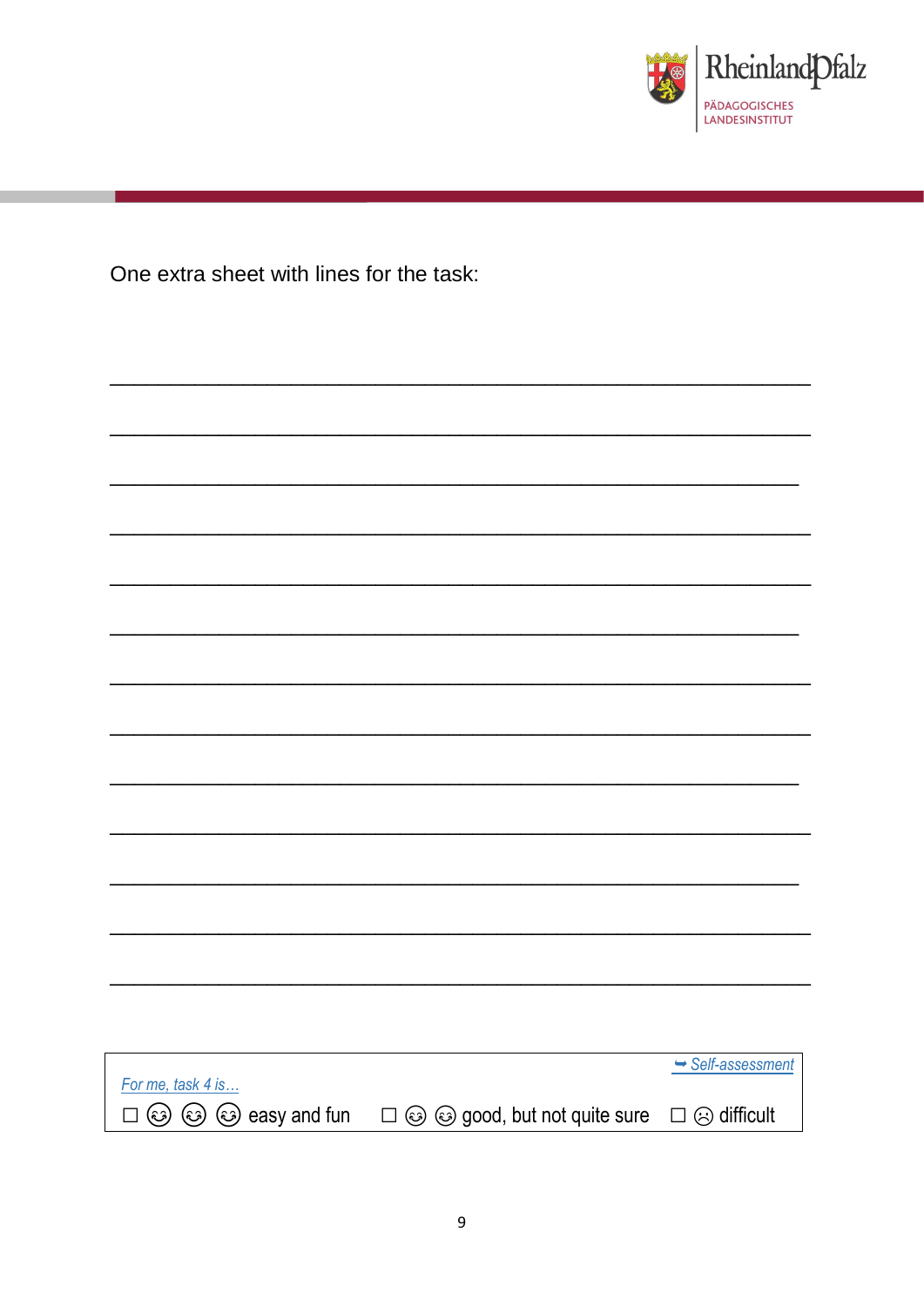One extra sheet with lines for the task:

_______________________________________________________________________

_______________________________________________________________________

______________________________________________________________________

_______________________________________________________________________

_______________________________________________________________________

______________________________________________________________________

_______________________________________________________________________

_______________________________________________________________________

______________________________________________________________________

_______________________________________________________________________

______________________________________________________________________

_______________________________________________________________________

_______________________________________________________________________

➥ *Self-assessment*

*For me, task 4 is…*

☐ 😊 😊 😊 easy and fun ☐ 😊 😊 good, but not quite sure ☐ ☹ difficult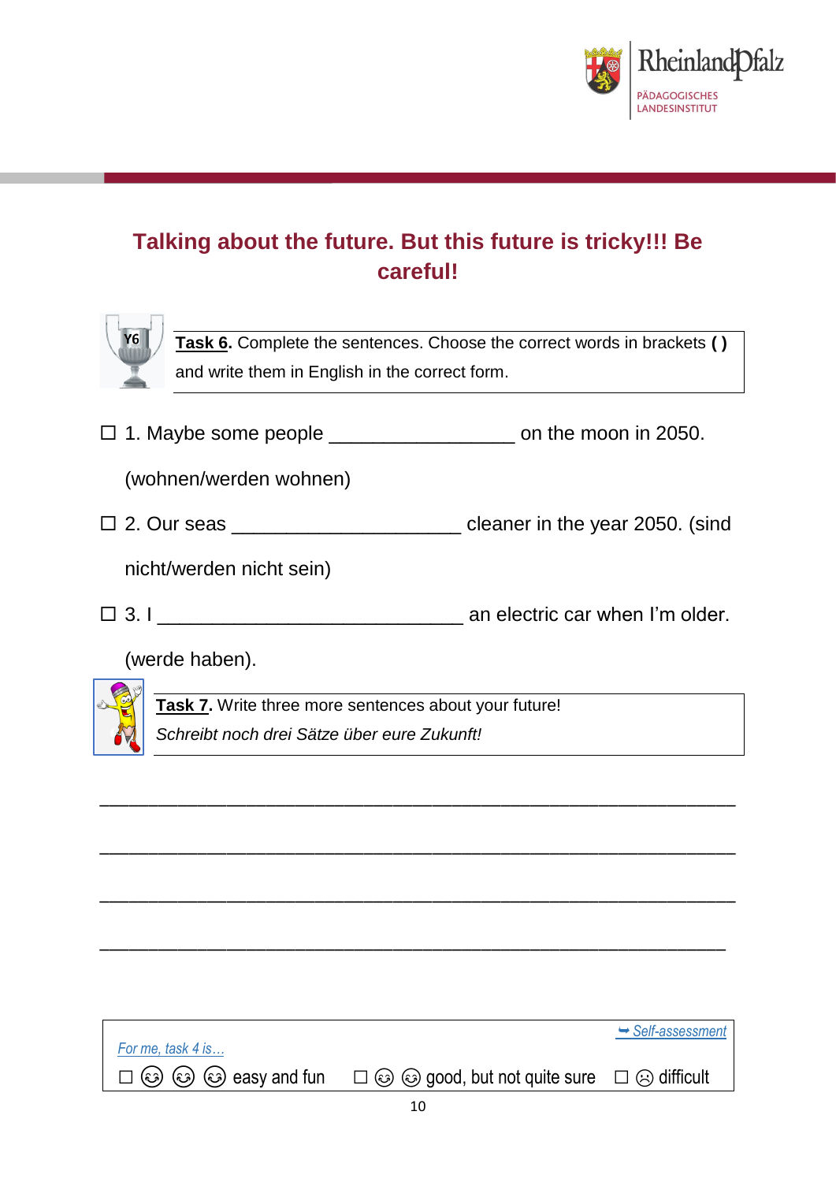## Talking about the future. But this future is tricky!!! Be careful!

**Task 6.** Complete the sentences. Choose the correct words in brackets **( )** and write them in English in the correct form.

☐ 1. Maybe some people _________________ on the moon in 2050. (wohnen/werden wohnen)

☐ 2. Our seas _____________________ cleaner in the year 2050. (sind nicht/werden nicht sein)

☐ 3. I ____________________________ an electric car when I'm older. (werde haben).

**Task 7.** Write three more sentences about your future!
*Schreibt noch drei Sätze über eure Zukunft!*

__________________________________________________________

__________________________________________________________

__________________________________________________________

__________________________________________________________

*For me, task 4 is…* — ➥ *Self-assessment*

☐ ☺☺☺ easy and fun ☐ ☺☺ good, but not quite sure ☐ ☹ difficult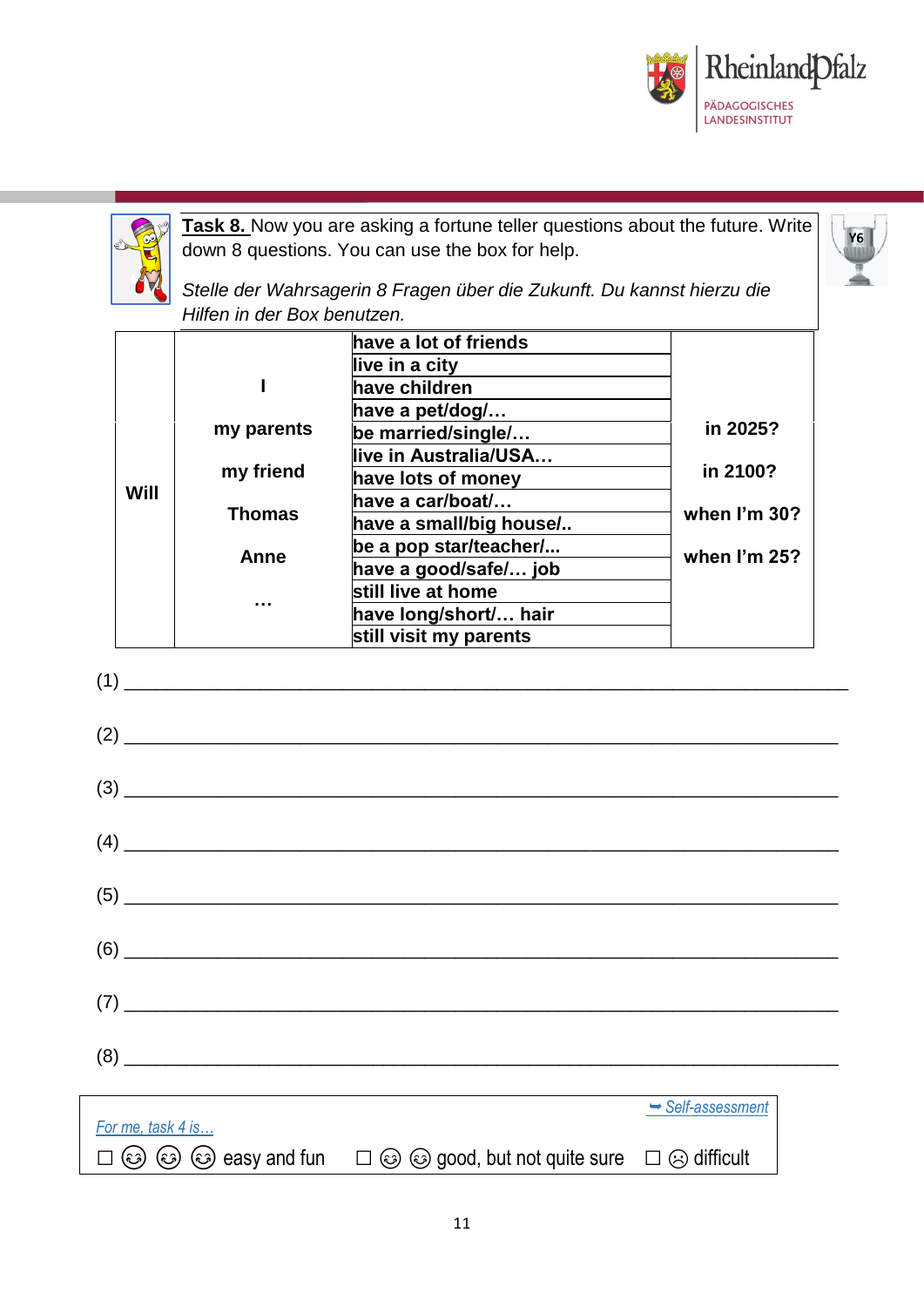**Task 8.** Now you are asking a fortune teller questions about the future. Write down 8 questions. You can use the box for help.

*Stelle der Wahrsagerin 8 Fragen über die Zukunft. Du kannst hierzu die Hilfen in der Box benutzen.*

| | | | |
|---|---|---|---|
| **Will** | **I**<br>**my parents**<br>**my friend**<br>**Thomas**<br>**Anne**<br>**…** | **have a lot of friends**<br>**live in a city**<br>**have children**<br>**have a pet/dog/…**<br>**be married/single/…**<br>**live in Australia/USA…**<br>**have lots of money**<br>**have a car/boat/…**<br>**have a small/big house/..**<br>**be a pop star/teacher/...**<br>**have a good/safe/… job**<br>**still live at home**<br>**have long/short/… hair**<br>**still visit my parents** | **in 2025?**<br>**in 2100?**<br>**when I'm 30?**<br>**when I'm 25?** |

(1) ___________________________________________________________________

(2) ___________________________________________________________________

(3) ___________________________________________________________________

(4) ___________________________________________________________________

(5) ___________________________________________________________________

(6) ___________________________________________________________________

(7) ___________________________________________________________________

(8) ___________________________________________________________________

➥ *Self-assessment*

*For me, task 4 is…*

☐ ☺ ☺ ☺ easy and fun ☐ ☺ ☺ good, but not quite sure ☐ ☹ difficult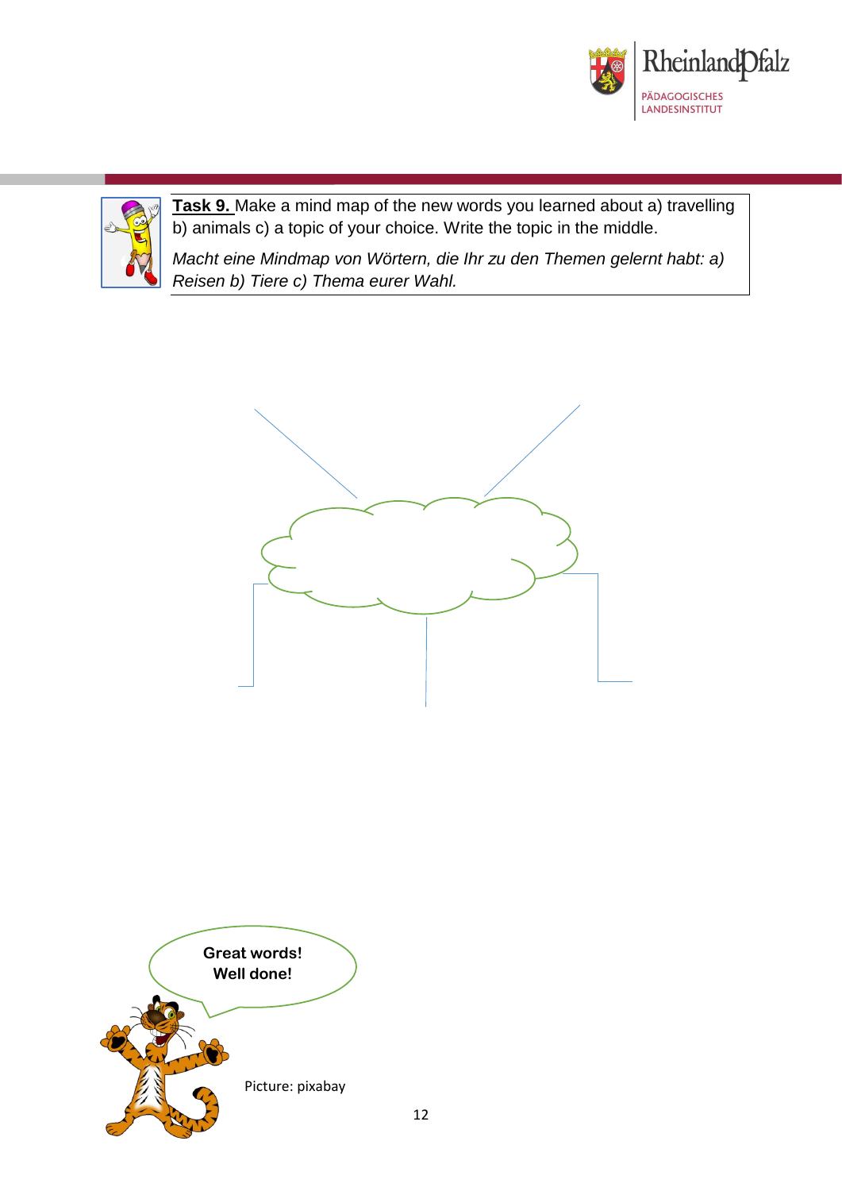**Task 9.** Make a mind map of the new words you learned about a) travelling b) animals c) a topic of your choice. Write the topic in the middle.

*Macht eine Mindmap von Wörtern, die Ihr zu den Themen gelernt habt: a) Reisen b) Tiere c) Thema eurer Wahl.*

**Great words! Well done!**

Picture: pixabay